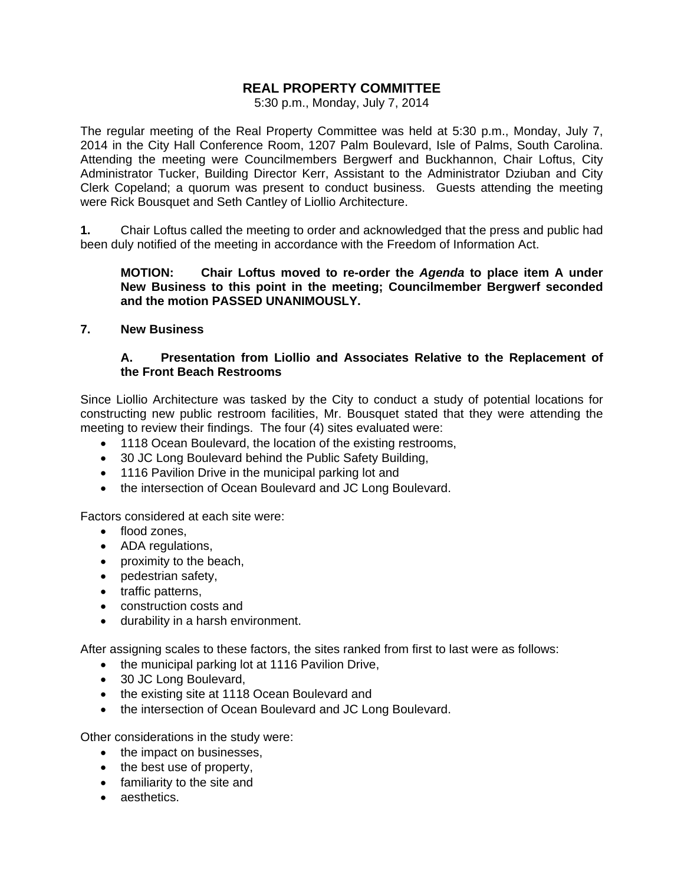# REAL PROPERTY COMMITTEE

5:30 p.m., Monday, July 7, 2014

The regular meeting of the Real Property Committee was held at 5:30 p.m., Monday, July 7, 2014 in the City Hall Conference Room, 1207 Palm Boulevard, Isle of Palms, South Carolina. Attending the meeting were Councilmembers Bergwerf and Buckhannon, Chair Loftus, City Administrator Tucker, Building Director Kerr, Assistant to the Administrator Dziuban and City Clerk Copeland; a quorum was present to conduct business. Guests attending the meeting were Rick Bousquet and Seth Cantley of Liollio Architecture.

**1.** Chair Loftus called the meeting to order and acknowledged that the press and public had been duly notified of the meeting in accordance with the Freedom of Information Act.

> **MOTION: Chair Loftus moved to re-order the *Agenda* to place item A under New Business to this point in the meeting; Councilmember Bergwerf seconded and the motion PASSED UNANIMOUSLY.**

**7. New Business**

> **A. Presentation from Liollio and Associates Relative to the Replacement of the Front Beach Restrooms**

Since Liollio Architecture was tasked by the City to conduct a study of potential locations for constructing new public restroom facilities, Mr. Bousquet stated that they were attending the meeting to review their findings. The four (4) sites evaluated were:

- 1118 Ocean Boulevard, the location of the existing restrooms,
- 30 JC Long Boulevard behind the Public Safety Building,
- 1116 Pavilion Drive in the municipal parking lot and
- the intersection of Ocean Boulevard and JC Long Boulevard.

Factors considered at each site were:

- flood zones,
- ADA regulations,
- proximity to the beach,
- pedestrian safety,
- traffic patterns,
- construction costs and
- durability in a harsh environment.

After assigning scales to these factors, the sites ranked from first to last were as follows:

- the municipal parking lot at 1116 Pavilion Drive,
- 30 JC Long Boulevard,
- the existing site at 1118 Ocean Boulevard and
- the intersection of Ocean Boulevard and JC Long Boulevard.

Other considerations in the study were:

- the impact on businesses,
- the best use of property,
- familiarity to the site and
- aesthetics.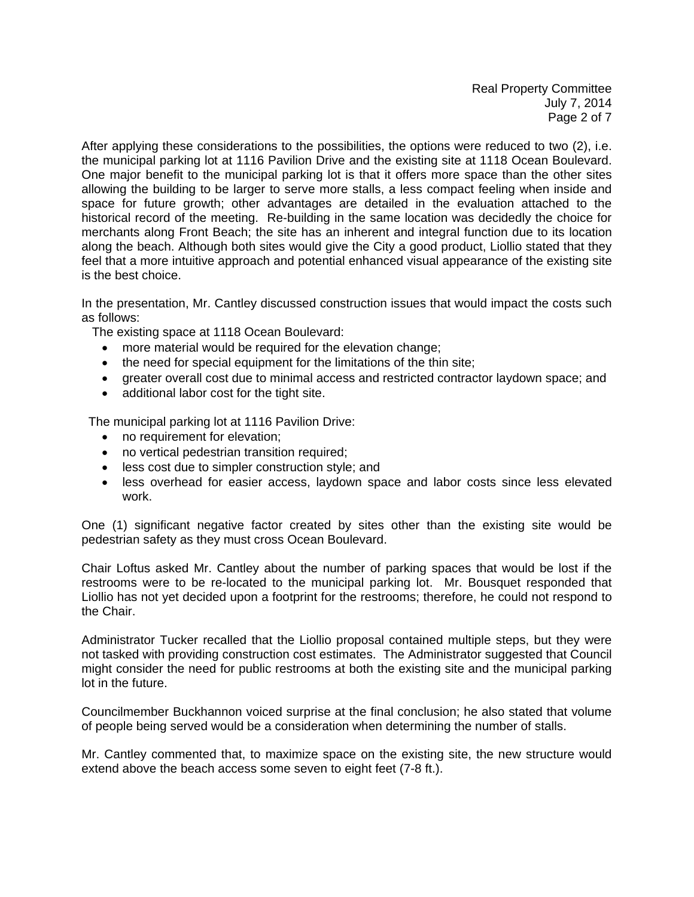After applying these considerations to the possibilities, the options were reduced to two (2), i.e. the municipal parking lot at 1116 Pavilion Drive and the existing site at 1118 Ocean Boulevard. One major benefit to the municipal parking lot is that it offers more space than the other sites allowing the building to be larger to serve more stalls, a less compact feeling when inside and space for future growth; other advantages are detailed in the evaluation attached to the historical record of the meeting. Re-building in the same location was decidedly the choice for merchants along Front Beach; the site has an inherent and integral function due to its location along the beach. Although both sites would give the City a good product, Liollio stated that they feel that a more intuitive approach and potential enhanced visual appearance of the existing site is the best choice.

In the presentation, Mr. Cantley discussed construction issues that would impact the costs such as follows:

The existing space at 1118 Ocean Boulevard:

- more material would be required for the elevation change;
- the need for special equipment for the limitations of the thin site;
- greater overall cost due to minimal access and restricted contractor laydown space; and
- additional labor cost for the tight site.

The municipal parking lot at 1116 Pavilion Drive:

- no requirement for elevation;
- no vertical pedestrian transition required;
- less cost due to simpler construction style; and
- less overhead for easier access, laydown space and labor costs since less elevated work.

One (1) significant negative factor created by sites other than the existing site would be pedestrian safety as they must cross Ocean Boulevard.

Chair Loftus asked Mr. Cantley about the number of parking spaces that would be lost if the restrooms were to be re-located to the municipal parking lot. Mr. Bousquet responded that Liollio has not yet decided upon a footprint for the restrooms; therefore, he could not respond to the Chair.

Administrator Tucker recalled that the Liollio proposal contained multiple steps, but they were not tasked with providing construction cost estimates. The Administrator suggested that Council might consider the need for public restrooms at both the existing site and the municipal parking lot in the future.

Councilmember Buckhannon voiced surprise at the final conclusion; he also stated that volume of people being served would be a consideration when determining the number of stalls.

Mr. Cantley commented that, to maximize space on the existing site, the new structure would extend above the beach access some seven to eight feet (7-8 ft.).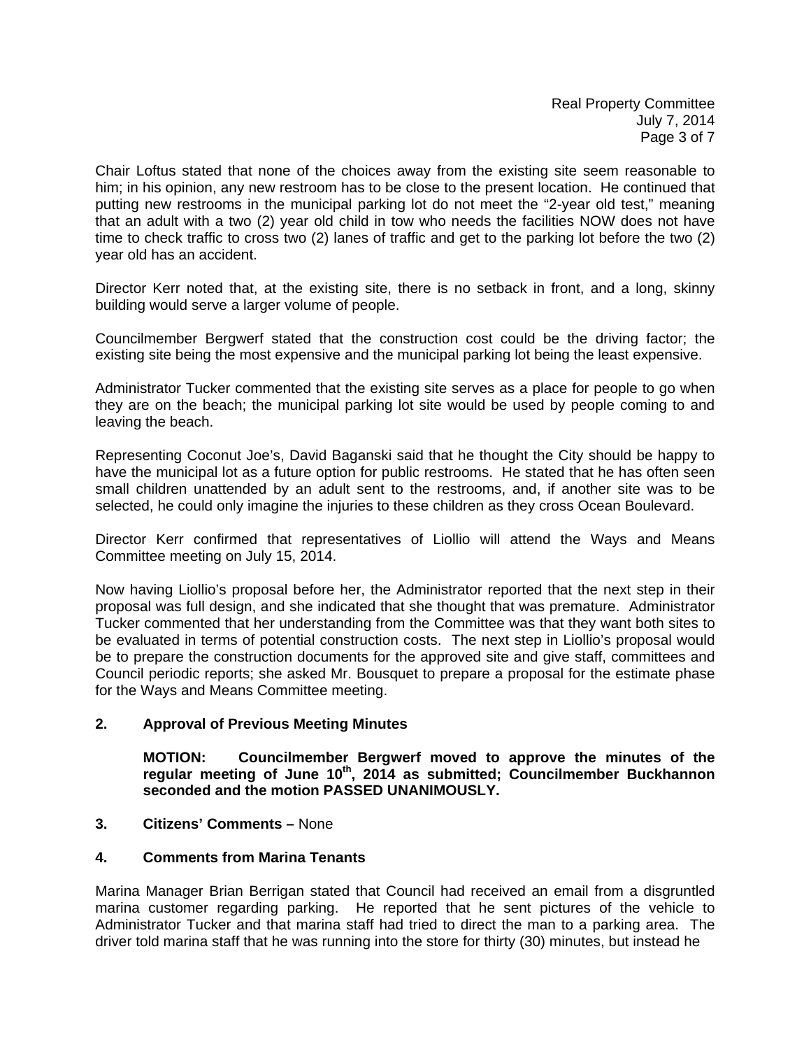Chair Loftus stated that none of the choices away from the existing site seem reasonable to him; in his opinion, any new restroom has to be close to the present location. He continued that putting new restrooms in the municipal parking lot do not meet the "2-year old test," meaning that an adult with a two (2) year old child in tow who needs the facilities NOW does not have time to check traffic to cross two (2) lanes of traffic and get to the parking lot before the two (2) year old has an accident.

Director Kerr noted that, at the existing site, there is no setback in front, and a long, skinny building would serve a larger volume of people.

Councilmember Bergwerf stated that the construction cost could be the driving factor; the existing site being the most expensive and the municipal parking lot being the least expensive.

Administrator Tucker commented that the existing site serves as a place for people to go when they are on the beach; the municipal parking lot site would be used by people coming to and leaving the beach.

Representing Coconut Joe's, David Baganski said that he thought the City should be happy to have the municipal lot as a future option for public restrooms. He stated that he has often seen small children unattended by an adult sent to the restrooms, and, if another site was to be selected, he could only imagine the injuries to these children as they cross Ocean Boulevard.

Director Kerr confirmed that representatives of Liollio will attend the Ways and Means Committee meeting on July 15, 2014.

Now having Liollio's proposal before her, the Administrator reported that the next step in their proposal was full design, and she indicated that she thought that was premature. Administrator Tucker commented that her understanding from the Committee was that they want both sites to be evaluated in terms of potential construction costs. The next step in Liollio's proposal would be to prepare the construction documents for the approved site and give staff, committees and Council periodic reports; she asked Mr. Bousquet to prepare a proposal for the estimate phase for the Ways and Means Committee meeting.

**2. Approval of Previous Meeting Minutes**

**MOTION: Councilmember Bergwerf moved to approve the minutes of the regular meeting of June 10th, 2014 as submitted; Councilmember Buckhannon seconded and the motion PASSED UNANIMOUSLY.**

**3. Citizens' Comments –** None

**4. Comments from Marina Tenants**

Marina Manager Brian Berrigan stated that Council had received an email from a disgruntled marina customer regarding parking. He reported that he sent pictures of the vehicle to Administrator Tucker and that marina staff had tried to direct the man to a parking area. The driver told marina staff that he was running into the store for thirty (30) minutes, but instead he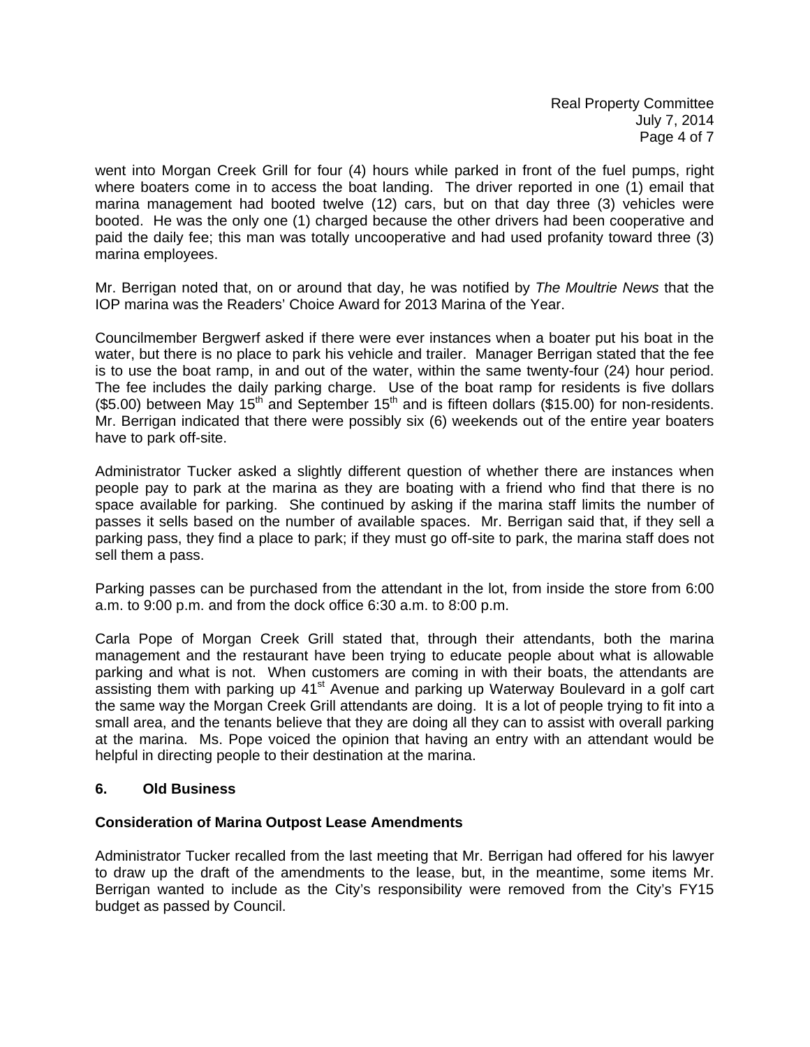went into Morgan Creek Grill for four (4) hours while parked in front of the fuel pumps, right where boaters come in to access the boat landing. The driver reported in one (1) email that marina management had booted twelve (12) cars, but on that day three (3) vehicles were booted. He was the only one (1) charged because the other drivers had been cooperative and paid the daily fee; this man was totally uncooperative and had used profanity toward three (3) marina employees.

Mr. Berrigan noted that, on or around that day, he was notified by *The Moultrie News* that the IOP marina was the Readers' Choice Award for 2013 Marina of the Year.

Councilmember Bergwerf asked if there were ever instances when a boater put his boat in the water, but there is no place to park his vehicle and trailer. Manager Berrigan stated that the fee is to use the boat ramp, in and out of the water, within the same twenty-four (24) hour period. The fee includes the daily parking charge. Use of the boat ramp for residents is five dollars ($5.00) between May 15th and September 15th and is fifteen dollars ($15.00) for non-residents. Mr. Berrigan indicated that there were possibly six (6) weekends out of the entire year boaters have to park off-site.

Administrator Tucker asked a slightly different question of whether there are instances when people pay to park at the marina as they are boating with a friend who find that there is no space available for parking. She continued by asking if the marina staff limits the number of passes it sells based on the number of available spaces. Mr. Berrigan said that, if they sell a parking pass, they find a place to park; if they must go off-site to park, the marina staff does not sell them a pass.

Parking passes can be purchased from the attendant in the lot, from inside the store from 6:00 a.m. to 9:00 p.m. and from the dock office 6:30 a.m. to 8:00 p.m.

Carla Pope of Morgan Creek Grill stated that, through their attendants, both the marina management and the restaurant have been trying to educate people about what is allowable parking and what is not. When customers are coming in with their boats, the attendants are assisting them with parking up 41st Avenue and parking up Waterway Boulevard in a golf cart the same way the Morgan Creek Grill attendants are doing. It is a lot of people trying to fit into a small area, and the tenants believe that they are doing all they can to assist with overall parking at the marina. Ms. Pope voiced the opinion that having an entry with an attendant would be helpful in directing people to their destination at the marina.

## 6. Old Business

### Consideration of Marina Outpost Lease Amendments

Administrator Tucker recalled from the last meeting that Mr. Berrigan had offered for his lawyer to draw up the draft of the amendments to the lease, but, in the meantime, some items Mr. Berrigan wanted to include as the City's responsibility were removed from the City's FY15 budget as passed by Council.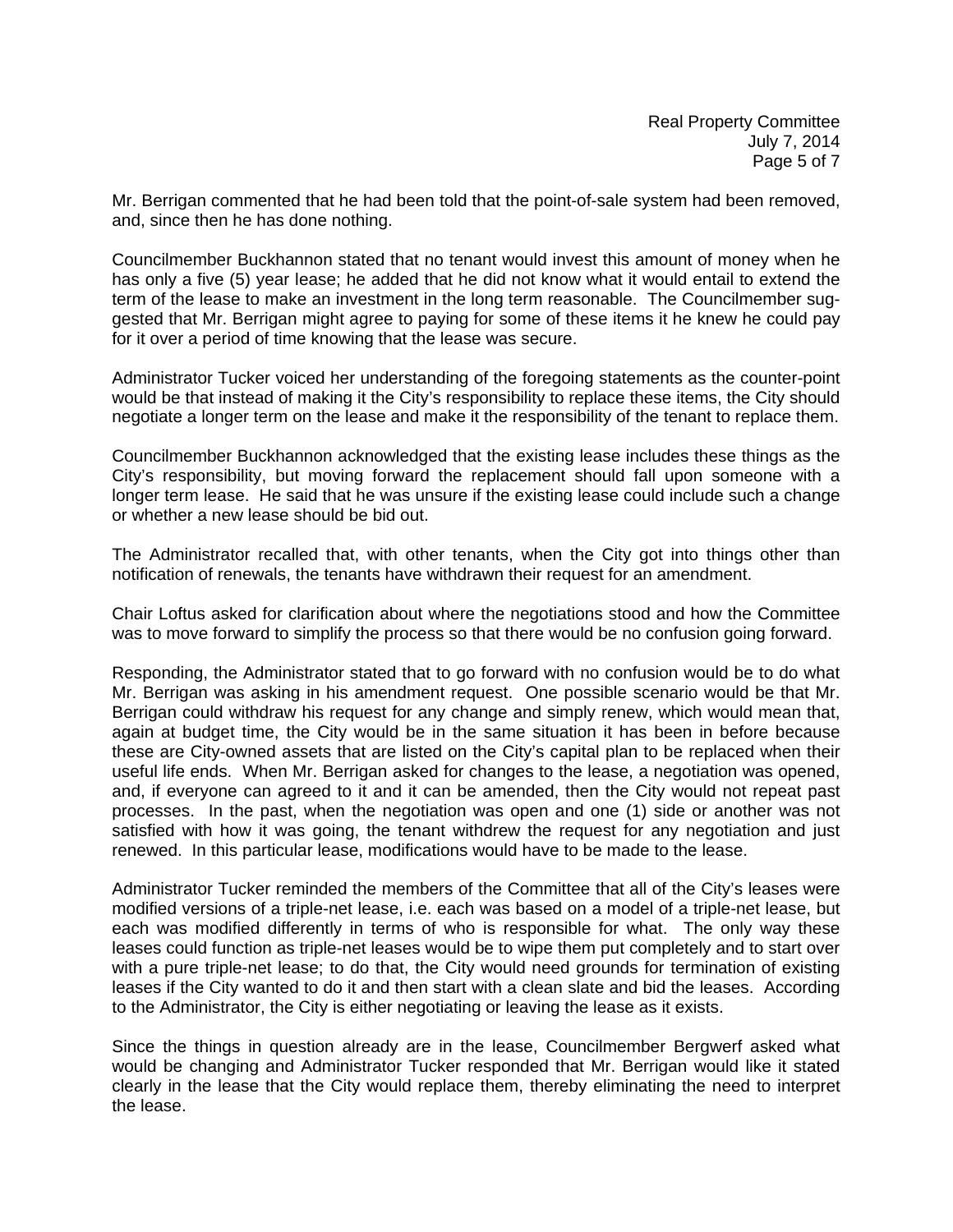Mr. Berrigan commented that he had been told that the point-of-sale system had been removed, and, since then he has done nothing.

Councilmember Buckhannon stated that no tenant would invest this amount of money when he has only a five (5) year lease; he added that he did not know what it would entail to extend the term of the lease to make an investment in the long term reasonable. The Councilmember suggested that Mr. Berrigan might agree to paying for some of these items it he knew he could pay for it over a period of time knowing that the lease was secure.

Administrator Tucker voiced her understanding of the foregoing statements as the counter-point would be that instead of making it the City's responsibility to replace these items, the City should negotiate a longer term on the lease and make it the responsibility of the tenant to replace them.

Councilmember Buckhannon acknowledged that the existing lease includes these things as the City's responsibility, but moving forward the replacement should fall upon someone with a longer term lease. He said that he was unsure if the existing lease could include such a change or whether a new lease should be bid out.

The Administrator recalled that, with other tenants, when the City got into things other than notification of renewals, the tenants have withdrawn their request for an amendment.

Chair Loftus asked for clarification about where the negotiations stood and how the Committee was to move forward to simplify the process so that there would be no confusion going forward.

Responding, the Administrator stated that to go forward with no confusion would be to do what Mr. Berrigan was asking in his amendment request. One possible scenario would be that Mr. Berrigan could withdraw his request for any change and simply renew, which would mean that, again at budget time, the City would be in the same situation it has been in before because these are City-owned assets that are listed on the City's capital plan to be replaced when their useful life ends. When Mr. Berrigan asked for changes to the lease, a negotiation was opened, and, if everyone can agreed to it and it can be amended, then the City would not repeat past processes. In the past, when the negotiation was open and one (1) side or another was not satisfied with how it was going, the tenant withdrew the request for any negotiation and just renewed. In this particular lease, modifications would have to be made to the lease.

Administrator Tucker reminded the members of the Committee that all of the City's leases were modified versions of a triple-net lease, i.e. each was based on a model of a triple-net lease, but each was modified differently in terms of who is responsible for what. The only way these leases could function as triple-net leases would be to wipe them put completely and to start over with a pure triple-net lease; to do that, the City would need grounds for termination of existing leases if the City wanted to do it and then start with a clean slate and bid the leases. According to the Administrator, the City is either negotiating or leaving the lease as it exists.

Since the things in question already are in the lease, Councilmember Bergwerf asked what would be changing and Administrator Tucker responded that Mr. Berrigan would like it stated clearly in the lease that the City would replace them, thereby eliminating the need to interpret the lease.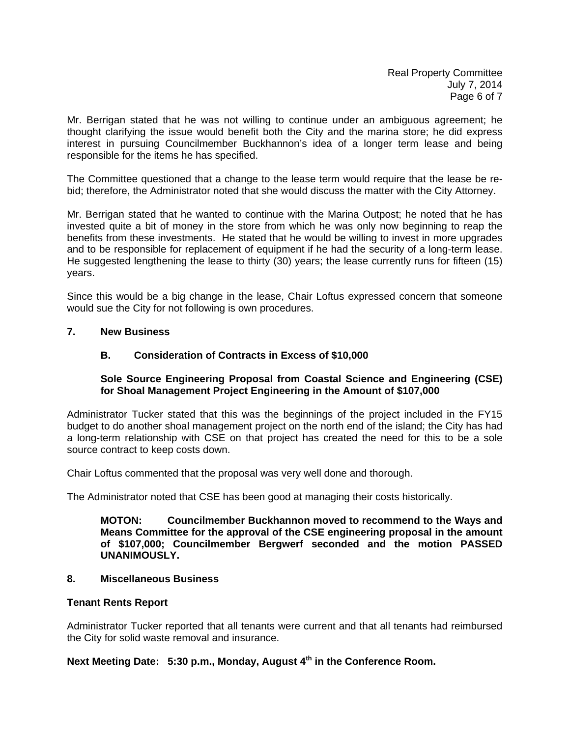Mr. Berrigan stated that he was not willing to continue under an ambiguous agreement; he thought clarifying the issue would benefit both the City and the marina store; he did express interest in pursuing Councilmember Buckhannon's idea of a longer term lease and being responsible for the items he has specified.

The Committee questioned that a change to the lease term would require that the lease be re-bid; therefore, the Administrator noted that she would discuss the matter with the City Attorney.

Mr. Berrigan stated that he wanted to continue with the Marina Outpost; he noted that he has invested quite a bit of money in the store from which he was only now beginning to reap the benefits from these investments. He stated that he would be willing to invest in more upgrades and to be responsible for replacement of equipment if he had the security of a long-term lease. He suggested lengthening the lease to thirty (30) years; the lease currently runs for fifteen (15) years.

Since this would be a big change in the lease, Chair Loftus expressed concern that someone would sue the City for not following is own procedures.

**7. New Business**

**B. Consideration of Contracts in Excess of $10,000**

**Sole Source Engineering Proposal from Coastal Science and Engineering (CSE) for Shoal Management Project Engineering in the Amount of $107,000**

Administrator Tucker stated that this was the beginnings of the project included in the FY15 budget to do another shoal management project on the north end of the island; the City has had a long-term relationship with CSE on that project has created the need for this to be a sole source contract to keep costs down.

Chair Loftus commented that the proposal was very well done and thorough.

The Administrator noted that CSE has been good at managing their costs historically.

**MOTON: Councilmember Buckhannon moved to recommend to the Ways and Means Committee for the approval of the CSE engineering proposal in the amount of $107,000; Councilmember Bergwerf seconded and the motion PASSED UNANIMOUSLY.**

**8. Miscellaneous Business**

**Tenant Rents Report**

Administrator Tucker reported that all tenants were current and that all tenants had reimbursed the City for solid waste removal and insurance.

**Next Meeting Date: 5:30 p.m., Monday, August 4th in the Conference Room.**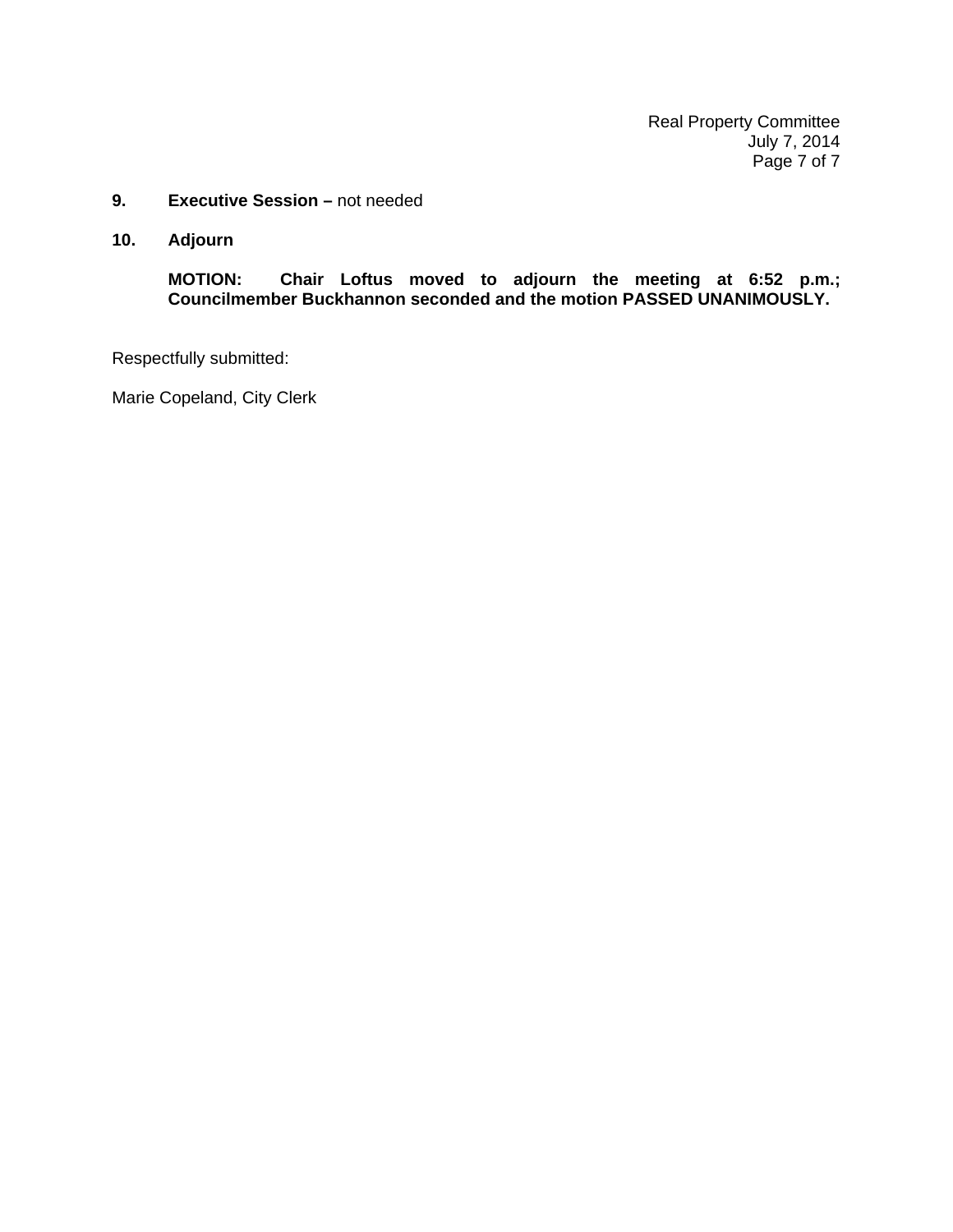**9. Executive Session –** not needed

**10. Adjourn**

**MOTION: Chair Loftus moved to adjourn the meeting at 6:52 p.m.; Councilmember Buckhannon seconded and the motion PASSED UNANIMOUSLY.**

Respectfully submitted:

Marie Copeland, City Clerk